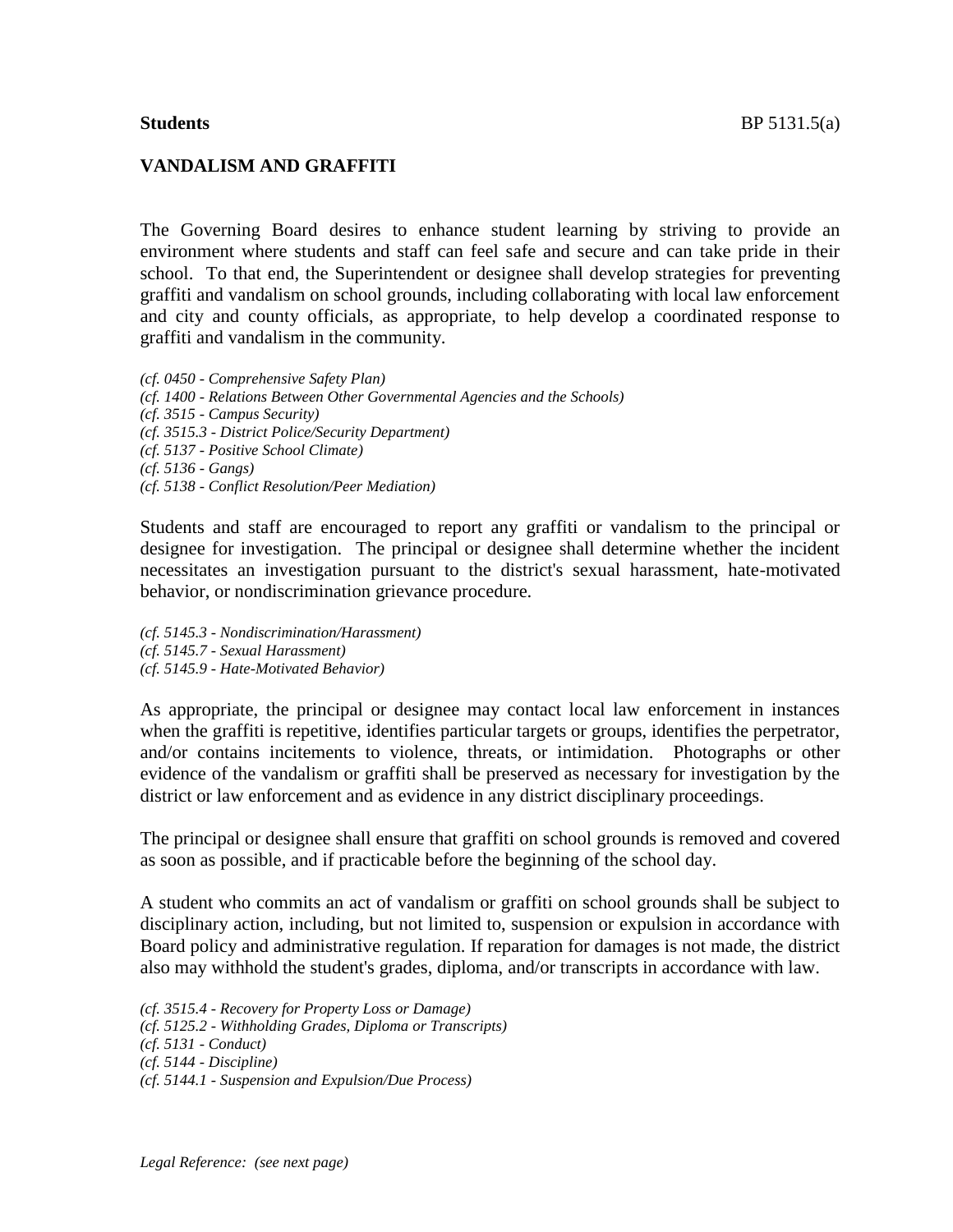**Students** BP 5131.5(a)

## VANDALISM AND GRAFFITI

The Governing Board desires to enhance student learning by striving to provide an environment where students and staff can feel safe and secure and can take pride in their school. To that end, the Superintendent or designee shall develop strategies for preventing graffiti and vandalism on school grounds, including collaborating with local law enforcement and city and county officials, as appropriate, to help develop a coordinated response to graffiti and vandalism in the community.

*(cf. 0450 - Comprehensive Safety Plan)*
*(cf. 1400 - Relations Between Other Governmental Agencies and the Schools)*
*(cf. 3515 - Campus Security)*
*(cf. 3515.3 - District Police/Security Department)*
*(cf. 5137 - Positive School Climate)*
*(cf. 5136 - Gangs)*
*(cf. 5138 - Conflict Resolution/Peer Mediation)*

Students and staff are encouraged to report any graffiti or vandalism to the principal or designee for investigation. The principal or designee shall determine whether the incident necessitates an investigation pursuant to the district's sexual harassment, hate-motivated behavior, or nondiscrimination grievance procedure.

*(cf. 5145.3 - Nondiscrimination/Harassment)*
*(cf. 5145.7 - Sexual Harassment)*
*(cf. 5145.9 - Hate-Motivated Behavior)*

As appropriate, the principal or designee may contact local law enforcement in instances when the graffiti is repetitive, identifies particular targets or groups, identifies the perpetrator, and/or contains incitements to violence, threats, or intimidation. Photographs or other evidence of the vandalism or graffiti shall be preserved as necessary for investigation by the district or law enforcement and as evidence in any district disciplinary proceedings.

The principal or designee shall ensure that graffiti on school grounds is removed and covered as soon as possible, and if practicable before the beginning of the school day.

A student who commits an act of vandalism or graffiti on school grounds shall be subject to disciplinary action, including, but not limited to, suspension or expulsion in accordance with Board policy and administrative regulation. If reparation for damages is not made, the district also may withhold the student's grades, diploma, and/or transcripts in accordance with law.

*(cf. 3515.4 - Recovery for Property Loss or Damage)*
*(cf. 5125.2 - Withholding Grades, Diploma or Transcripts)*
*(cf. 5131 - Conduct)*
*(cf. 5144 - Discipline)*
*(cf. 5144.1 - Suspension and Expulsion/Due Process)*

*Legal Reference: (see next page)*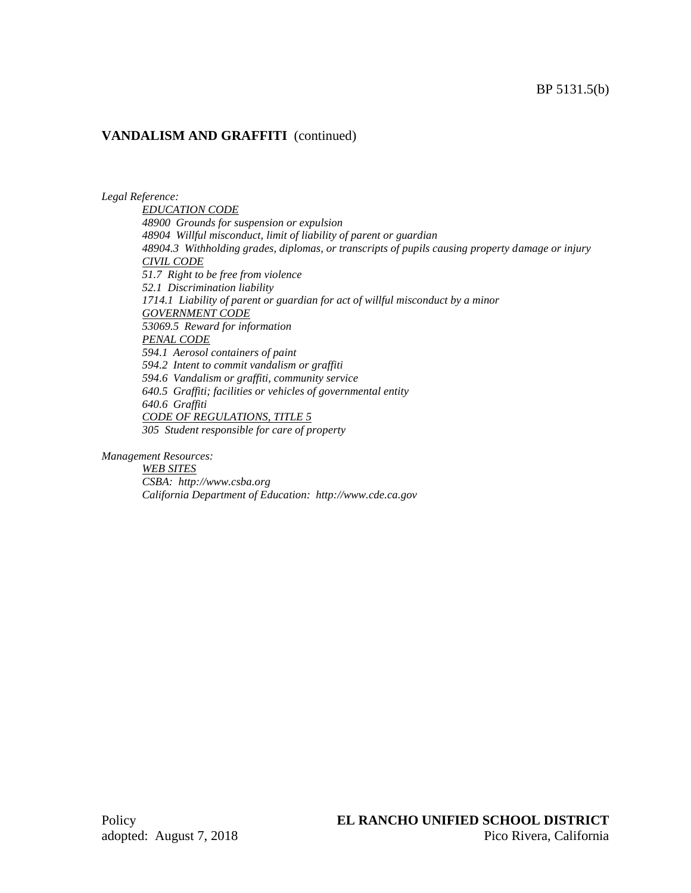## VANDALISM AND GRAFFITI (continued)

*Legal Reference:*

*EDUCATION CODE*
*48900 Grounds for suspension or expulsion*
*48904 Willful misconduct, limit of liability of parent or guardian*
*48904.3 Withholding grades, diplomas, or transcripts of pupils causing property damage or injury*
*CIVIL CODE*
*51.7 Right to be free from violence*
*52.1 Discrimination liability*
*1714.1 Liability of parent or guardian for act of willful misconduct by a minor*
*GOVERNMENT CODE*
*53069.5 Reward for information*
*PENAL CODE*
*594.1 Aerosol containers of paint*
*594.2 Intent to commit vandalism or graffiti*
*594.6 Vandalism or graffiti, community service*
*640.5 Graffiti; facilities or vehicles of governmental entity*
*640.6 Graffiti*
*CODE OF REGULATIONS, TITLE 5*
*305 Student responsible for care of property*

*Management Resources:*

*WEB SITES*
*CSBA: http://www.csba.org*
*California Department of Education: http://www.cde.ca.gov*

Policy
adopted: August 7, 2018

**EL RANCHO UNIFIED SCHOOL DISTRICT**
Pico Rivera, California